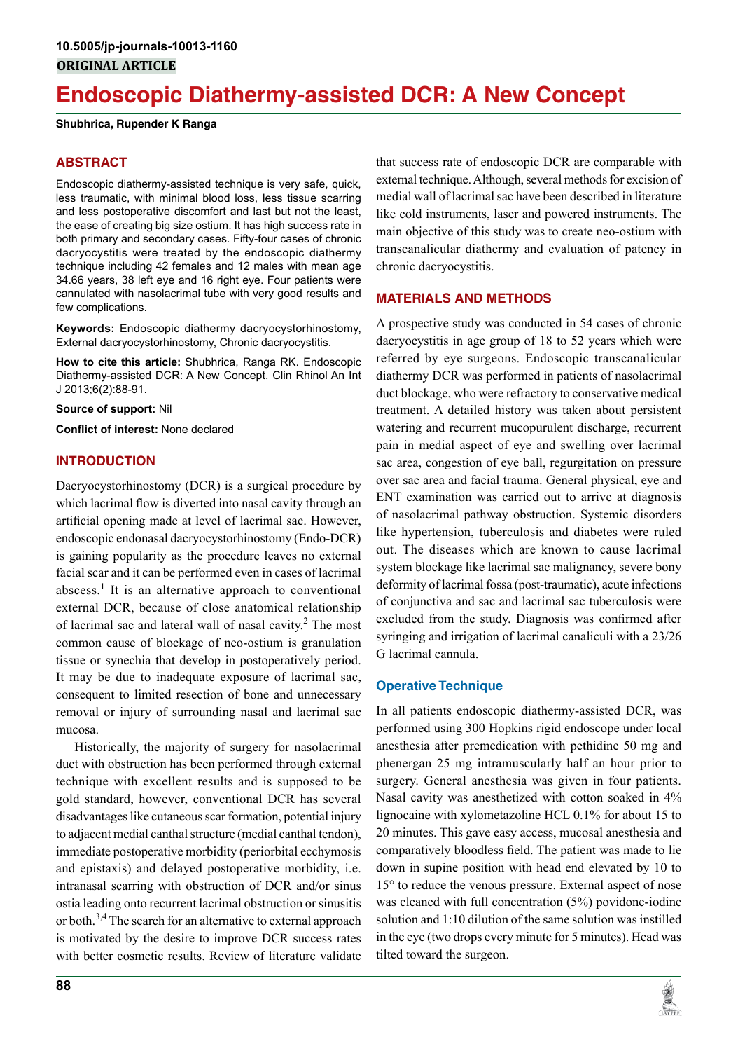10.5005/jp-journals-10013-1160

**ORIGINAL ARTICLE**

# Endoscopic Diathermy-assisted DCR: A New Concept

**Shubhrica, Rupender K Ranga**

## ABSTRACT

Endoscopic diathermy-assisted technique is very safe, quick, less traumatic, with minimal blood loss, less tissue scarring and less postoperative discomfort and last but not the least, the ease of creating big size ostium. It has high success rate in both primary and secondary cases. Fifty-four cases of chronic dacryocystitis were treated by the endoscopic diathermy technique including 42 females and 12 males with mean age 34.66 years, 38 left eye and 16 right eye. Four patients were cannulated with nasolacrimal tube with very good results and few complications.

**Keywords:** Endoscopic diathermy dacryocystorhinostomy, External dacryocystorhinostomy, Chronic dacryocystitis.

**How to cite this article:** Shubhrica, Ranga RK. Endoscopic Diathermy-assisted DCR: A New Concept. Clin Rhinol An Int J 2013;6(2):88-91.

**Source of support:** Nil

**Conflict of interest:** None declared

## INTRODUCTION

Dacryocystorhinostomy (DCR) is a surgical procedure by which lacrimal flow is diverted into nasal cavity through an artificial opening made at level of lacrimal sac. However, endoscopic endonasal dacryocystorhinostomy (Endo-DCR) is gaining popularity as the procedure leaves no external facial scar and it can be performed even in cases of lacrimal abscess.[1] It is an alternative approach to conventional external DCR, because of close anatomical relationship of lacrimal sac and lateral wall of nasal cavity.[2] The most common cause of blockage of neo-ostium is granulation tissue or synechia that develop in postoperatively period. It may be due to inadequate exposure of lacrimal sac, consequent to limited resection of bone and unnecessary removal or injury of surrounding nasal and lacrimal sac mucosa.

Historically, the majority of surgery for nasolacrimal duct with obstruction has been performed through external technique with excellent results and is supposed to be gold standard, however, conventional DCR has several disadvantages like cutaneous scar formation, potential injury to adjacent medial canthal structure (medial canthal tendon), immediate postoperative morbidity (periorbital ecchymosis and epistaxis) and delayed postoperative morbidity, i.e. intranasal scarring with obstruction of DCR and/or sinus ostia leading onto recurrent lacrimal obstruction or sinusitis or both.[3,4] The search for an alternative to external approach is motivated by the desire to improve DCR success rates with better cosmetic results. Review of literature validate that success rate of endoscopic DCR are comparable with external technique. Although, several methods for excision of medial wall of lacrimal sac have been described in literature like cold instruments, laser and powered instruments. The main objective of this study was to create neo-ostium with transcanalicular diathermy and evaluation of patency in chronic dacryocystitis.

## MATERIALS AND METHODS

A prospective study was conducted in 54 cases of chronic dacryocystitis in age group of 18 to 52 years which were referred by eye surgeons. Endoscopic transcanalicular diathermy DCR was performed in patients of nasolacrimal duct blockage, who were refractory to conservative medical treatment. A detailed history was taken about persistent watering and recurrent mucopurulent discharge, recurrent pain in medial aspect of eye and swelling over lacrimal sac area, congestion of eye ball, regurgitation on pressure over sac area and facial trauma. General physical, eye and ENT examination was carried out to arrive at diagnosis of nasolacrimal pathway obstruction. Systemic disorders like hypertension, tuberculosis and diabetes were ruled out. The diseases which are known to cause lacrimal system blockage like lacrimal sac malignancy, severe bony deformity of lacrimal fossa (post-traumatic), acute infections of conjunctiva and sac and lacrimal sac tuberculosis were excluded from the study. Diagnosis was confirmed after syringing and irrigation of lacrimal canaliculi with a 23/26 G lacrimal cannula.

### Operative Technique

In all patients endoscopic diathermy-assisted DCR, was performed using 300 Hopkins rigid endoscope under local anesthesia after premedication with pethidine 50 mg and phenergan 25 mg intramuscularly half an hour prior to surgery. General anesthesia was given in four patients. Nasal cavity was anesthetized with cotton soaked in 4% lignocaine with xylometazoline HCL 0.1% for about 15 to 20 minutes. This gave easy access, mucosal anesthesia and comparatively bloodless field. The patient was made to lie down in supine position with head end elevated by 10 to 15° to reduce the venous pressure. External aspect of nose was cleaned with full concentration (5%) povidone-iodine solution and 1:10 dilution of the same solution was instilled in the eye (two drops every minute for 5 minutes). Head was tilted toward the surgeon.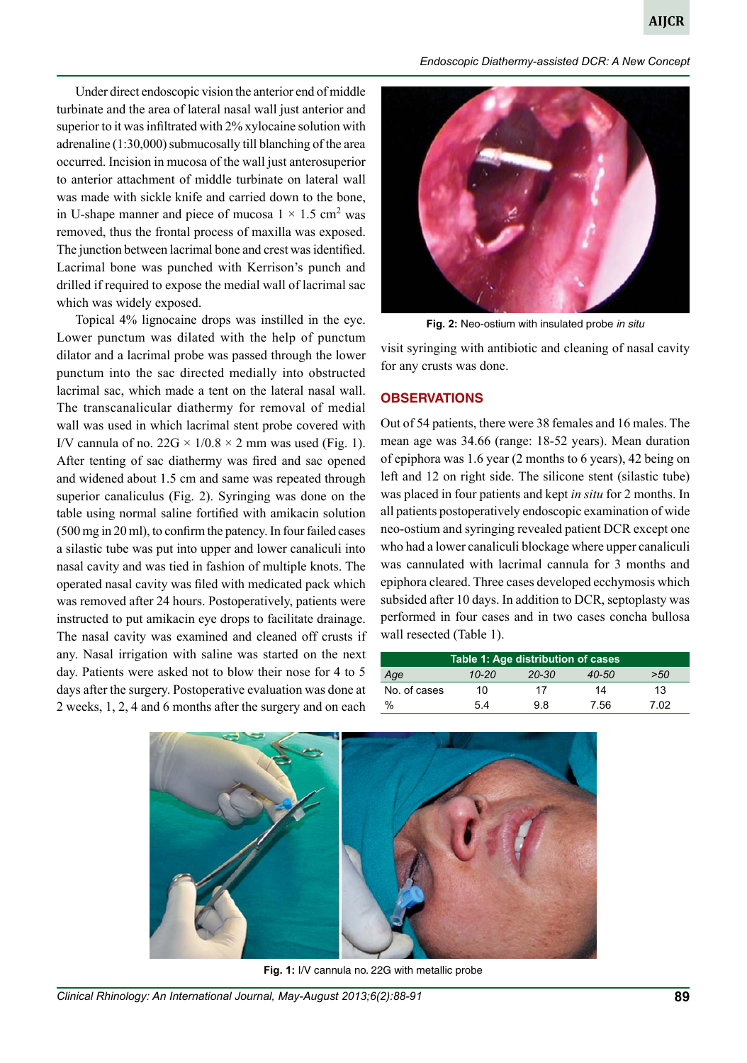Under direct endoscopic vision the anterior end of middle turbinate and the area of lateral nasal wall just anterior and superior to it was infiltrated with 2% xylocaine solution with adrenaline (1:30,000) submucosally till blanching of the area occurred. Incision in mucosa of the wall just anterosuperior to anterior attachment of middle turbinate on lateral wall was made with sickle knife and carried down to the bone, in U-shape manner and piece of mucosa 1 × 1.5 cm$^2$ was removed, thus the frontal process of maxilla was exposed. The junction between lacrimal bone and crest was identified. Lacrimal bone was punched with Kerrison's punch and drilled if required to expose the medial wall of lacrimal sac which was widely exposed.

Topical 4% lignocaine drops was instilled in the eye. Lower punctum was dilated with the help of punctum dilator and a lacrimal probe was passed through the lower punctum into the sac directed medially into obstructed lacrimal sac, which made a tent on the lateral nasal wall. The transcanalicular diathermy for removal of medial wall of sac was used in which lacrimal stent probe covered with I/V cannula of no. 22G × 1/0.8 × 2 mm was used (Fig. 1). After tenting of sac diathermy was fired and sac opened and widened about 1.5 cm and same was repeated through superior canaliculus (Fig. 2). Syringing was done on the table using normal saline fortified with amikacin solution (500 mg in 20 ml), to confirm the patency. In four failed cases a silastic tube was put into upper and lower canaliculi into nasal cavity and was tied in fashion of multiple knots. The operated nasal cavity was filed with medicated pack which was removed after 24 hours. Postoperatively, patients were instructed to put amikacin eye drops to facilitate drainage. The nasal cavity was examined and cleaned off crusts if any. Nasal irrigation with saline was started on the next day. Patients were asked not to blow their nose for 4 to 5 days after the surgery. Postoperative evaluation was done at 2 weeks, 1, 2, 4 and 6 months after the surgery and on each visit syringing with antibiotic and cleaning of nasal cavity for any crusts was done.

**Fig. 2:** Neo-ostium with insulated probe *in situ*

## OBSERVATIONS

Out of 54 patients, there were 38 females and 16 males. The mean age was 34.66 (range: 18-52 years). Mean duration of epiphora was 1.6 year (2 months to 6 years), 42 being on left and 12 on right side. The silicone stent (silastic tube) was placed in four patients and kept *in situ* for 2 months. In all patients postoperatively endoscopic examination of wide neo-ostium and syringing revealed patient DCR except one who had a lower canaliculi blockage where upper canaliculi was cannulated with lacrimal cannula for 3 months and epiphora cleared. Three cases developed ecchymosis which subsided after 10 days. In addition to DCR, septoplasty was performed in four cases and in two cases concha bullosa wall resected (Table 1).

**Table 1: Age distribution of cases**

| *Age* | *10-20* | *20-30* | *40-50* | *>50* |
|---|---|---|---|---|
| No. of cases | 10 | 17 | 14 | 13 |
| % | 5.4 | 9.8 | 7.56 | 7.02 |

**Fig. 1:** I/V cannula no. 22G with metallic probe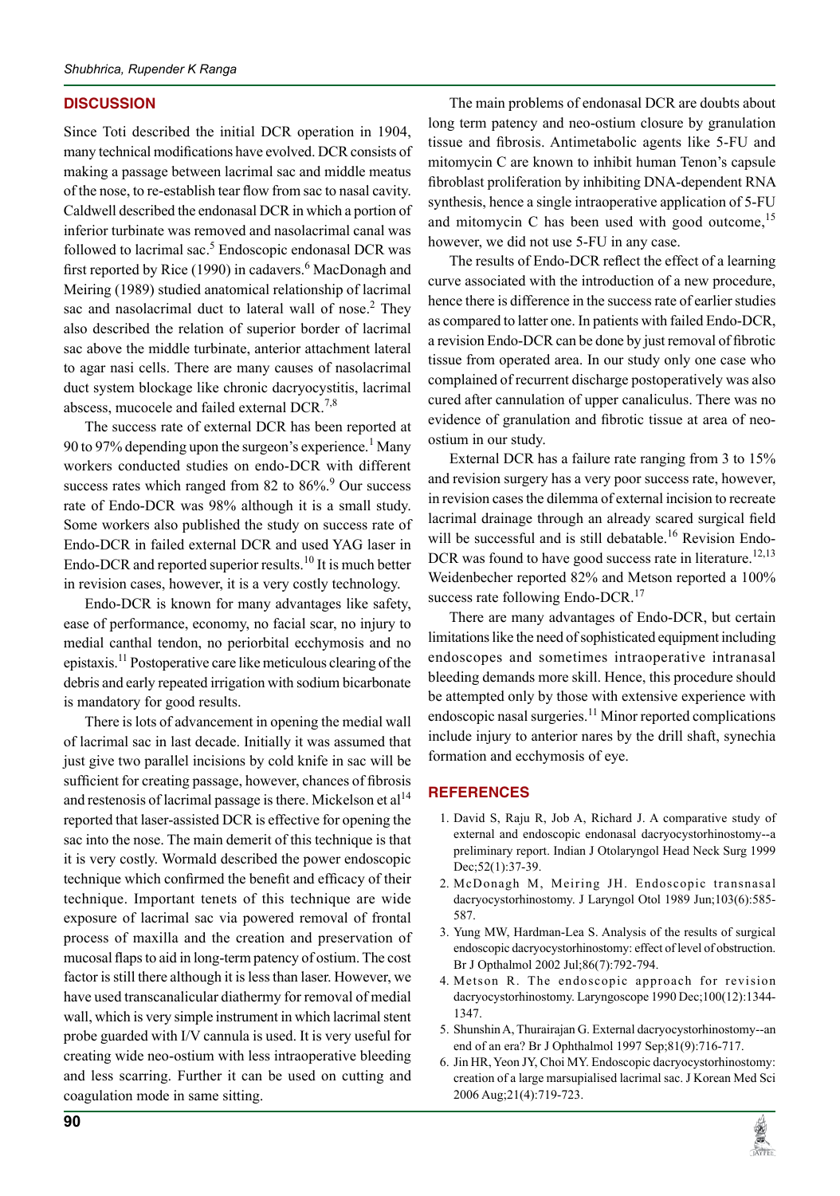## DISCUSSION

Since Toti described the initial DCR operation in 1904, many technical modifications have evolved. DCR consists of making a passage between lacrimal sac and middle meatus of the nose, to re-establish tear flow from sac to nasal cavity. Caldwell described the endonasal DCR in which a portion of inferior turbinate was removed and nasolacrimal canal was followed to lacrimal sac.[5] Endoscopic endonasal DCR was first reported by Rice (1990) in cadavers.[6] MacDonagh and Meiring (1989) studied anatomical relationship of lacrimal sac and nasolacrimal duct to lateral wall of nose.[2] They also described the relation of superior border of lacrimal sac above the middle turbinate, anterior attachment lateral to agar nasi cells. There are many causes of nasolacrimal duct system blockage like chronic dacryocystitis, lacrimal abscess, mucocele and failed external DCR.[7,8]

The success rate of external DCR has been reported at 90 to 97% depending upon the surgeon's experience.[1] Many workers conducted studies on endo-DCR with different success rates which ranged from 82 to 86%.[9] Our success rate of Endo-DCR was 98% although it is a small study. Some workers also published the study on success rate of Endo-DCR in failed external DCR and used YAG laser in Endo-DCR and reported superior results.[10] It is much better in revision cases, however, it is a very costly technology.

Endo-DCR is known for many advantages like safety, ease of performance, economy, no facial scar, no injury to medial canthal tendon, no periorbital ecchymosis and no epistaxis.[11] Postoperative care like meticulous clearing of the debris and early repeated irrigation with sodium bicarbonate is mandatory for good results.

There is lots of advancement in opening the medial wall of lacrimal sac in last decade. Initially it was assumed that just give two parallel incisions by cold knife in sac will be sufficient for creating passage, however, chances of fibrosis and restenosis of lacrimal passage is there. Mickelson et al[14] reported that laser-assisted DCR is effective for opening the sac into the nose. The main demerit of this technique is that it is very costly. Wormald described the power endoscopic technique which confirmed the benefit and efficacy of their technique. Important tenets of this technique are wide exposure of lacrimal sac via powered removal of frontal process of maxilla and the creation and preservation of mucosal flaps to aid in long-term patency of ostium. The cost factor is still there although it is less than laser. However, we have used transcanalicular diathermy for removal of medial wall, which is very simple instrument in which lacrimal stent probe guarded with I/V cannula is used. It is very useful for creating wide neo-ostium with less intraoperative bleeding and less scarring. Further it can be used on cutting and coagulation mode in same sitting.

The main problems of endonasal DCR are doubts about long term patency and neo-ostium closure by granulation tissue and fibrosis. Antimetabolic agents like 5-FU and mitomycin C are known to inhibit human Tenon's capsule fibroblast proliferation by inhibiting DNA-dependent RNA synthesis, hence a single intraoperative application of 5-FU and mitomycin C has been used with good outcome,[15] however, we did not use 5-FU in any case.

The results of Endo-DCR reflect the effect of a learning curve associated with the introduction of a new procedure, hence there is difference in the success rate of earlier studies as compared to latter one. In patients with failed Endo-DCR, a revision Endo-DCR can be done by just removal of fibrotic tissue from operated area. In our study only one case who complained of recurrent discharge postoperatively was also cured after cannulation of upper canaliculus. There was no evidence of granulation and fibrotic tissue at area of neo-ostium in our study.

External DCR has a failure rate ranging from 3 to 15% and revision surgery has a very poor success rate, however, in revision cases the dilemma of external incision to recreate lacrimal drainage through an already scared surgical field will be successful and is still debatable.[16] Revision Endo-DCR was found to have good success rate in literature.[12,13] Weidenbecher reported 82% and Metson reported a 100% success rate following Endo-DCR.[17]

There are many advantages of Endo-DCR, but certain limitations like the need of sophisticated equipment including endoscopes and sometimes intraoperative intranasal bleeding demands more skill. Hence, this procedure should be attempted only by those with extensive experience with endoscopic nasal surgeries.[11] Minor reported complications include injury to anterior nares by the drill shaft, synechia formation and ecchymosis of eye.

## REFERENCES

1. David S, Raju R, Job A, Richard J. A comparative study of external and endoscopic endonasal dacryocystorhinostomy--a preliminary report. Indian J Otolaryngol Head Neck Surg 1999 Dec;52(1):37-39.
2. McDonagh M, Meiring JH. Endoscopic transnasal dacryocystorhinostomy. J Laryngol Otol 1989 Jun;103(6):585-587.
3. Yung MW, Hardman-Lea S. Analysis of the results of surgical endoscopic dacryocystorhinostomy: effect of level of obstruction. Br J Opthalmol 2002 Jul;86(7):792-794.
4. Metson R. The endoscopic approach for revision dacryocystorhinostomy. Laryngoscope 1990 Dec;100(12):1344-1347.
5. Shunshin A, Thurairajan G. External dacryocystorhinostomy--an end of an era? Br J Ophthalmol 1997 Sep;81(9):716-717.
6. Jin HR, Yeon JY, Choi MY. Endoscopic dacryocystorhinostomy: creation of a large marsupialised lacrimal sac. J Korean Med Sci 2006 Aug;21(4):719-723.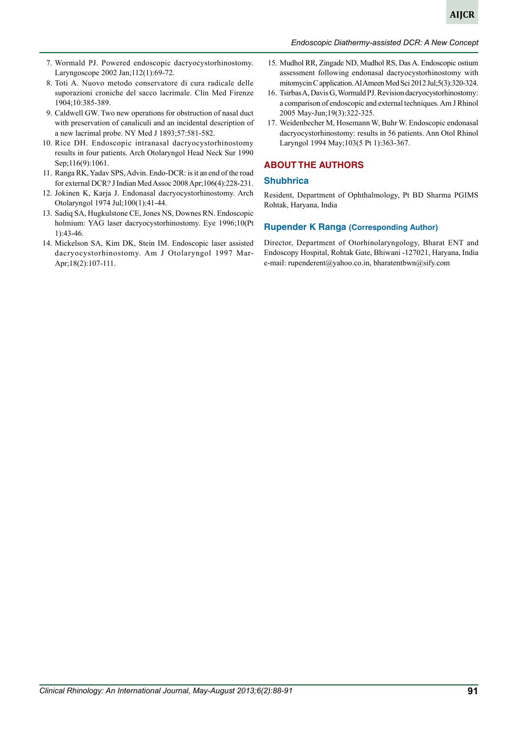7. Wormald PJ. Powered endoscopic dacryocystorhinostomy. Laryngoscope 2002 Jan;112(1):69-72.
8. Toti A. Nuovo metodo conservatore di cura radicale delle suporazioni croniche del sacco lacrimale. Clin Med Firenze 1904;10:385-389.
9. Caldwell GW. Two new operations for obstruction of nasal duct with preservation of canaliculi and an incidental description of a new lacrimal probe. NY Med J 1893;57:581-582.
10. Rice DH. Endoscopic intranasal dacryocystorhinostomy results in four patients. Arch Otolaryngol Head Neck Sur 1990 Sep;116(9):1061.
11. Ranga RK, Yadav SPS, Advin. Endo-DCR: is it an end of the road for external DCR? J Indian Med Assoc 2008 Apr;106(4):228-231.
12. Jokinen K, Karja J. Endonasal dacryocystorhinostomy. Arch Otolaryngol 1974 Jul;100(1):41-44.
13. Sadiq SA, Hugkulstone CE, Jones NS, Downes RN. Endoscopic holmium: YAG laser dacryocystorhinostomy. Eye 1996;10(Pt 1):43-46.
14. Mickelson SA, Kim DK, Stein IM. Endoscopic laser assisted dacryocystorhinostomy. Am J Otolaryngol 1997 Mar-Apr;18(2):107-111.
15. Mudhol RR, Zingade ND, Mudhol RS, Das A. Endoscopic ostium assessment following endonasal dacryocystorhinostomy with mitomycin C application. Al Ameen Med Sci 2012 Jul;5(3):320-324.
16. Tsirbas A, Davis G, Wormald PJ. Revision dacryocystorhinostomy: a comparison of endoscopic and external techniques. Am J Rhinol 2005 May-Jun;19(3):322-325.
17. Weidenbecher M, Hosemann W, Buhr W. Endoscopic endonasal dacryocystorhinostomy: results in 56 patients. Ann Otol Rhinol Laryngol 1994 May;103(5 Pt 1):363-367.

## ABOUT THE AUTHORS

### Shubhrica

Resident, Department of Ophthalmology, Pt BD Sharma PGIMS Rohtak, Haryana, India

### Rupender K Ranga (Corresponding Author)

Director, Department of Otorhinolaryngology, Bharat ENT and Endoscopy Hospital, Rohtak Gate, Bhiwani -127021, Haryana, India
e-mail: rupenderent@yahoo.co.in, bharatentbwn@sify.com